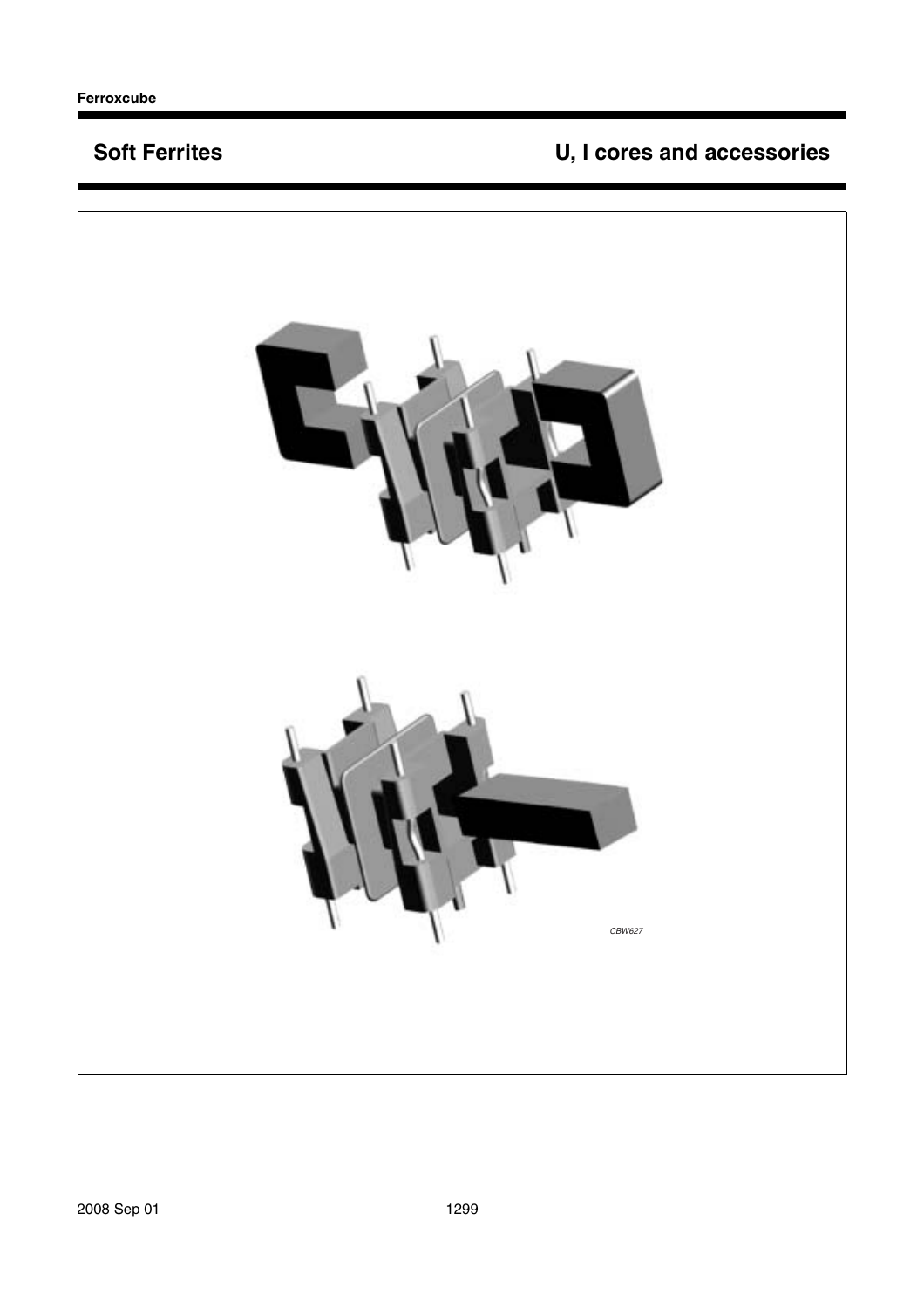## Soft Ferrites

## U, I cores and accessories

CBW627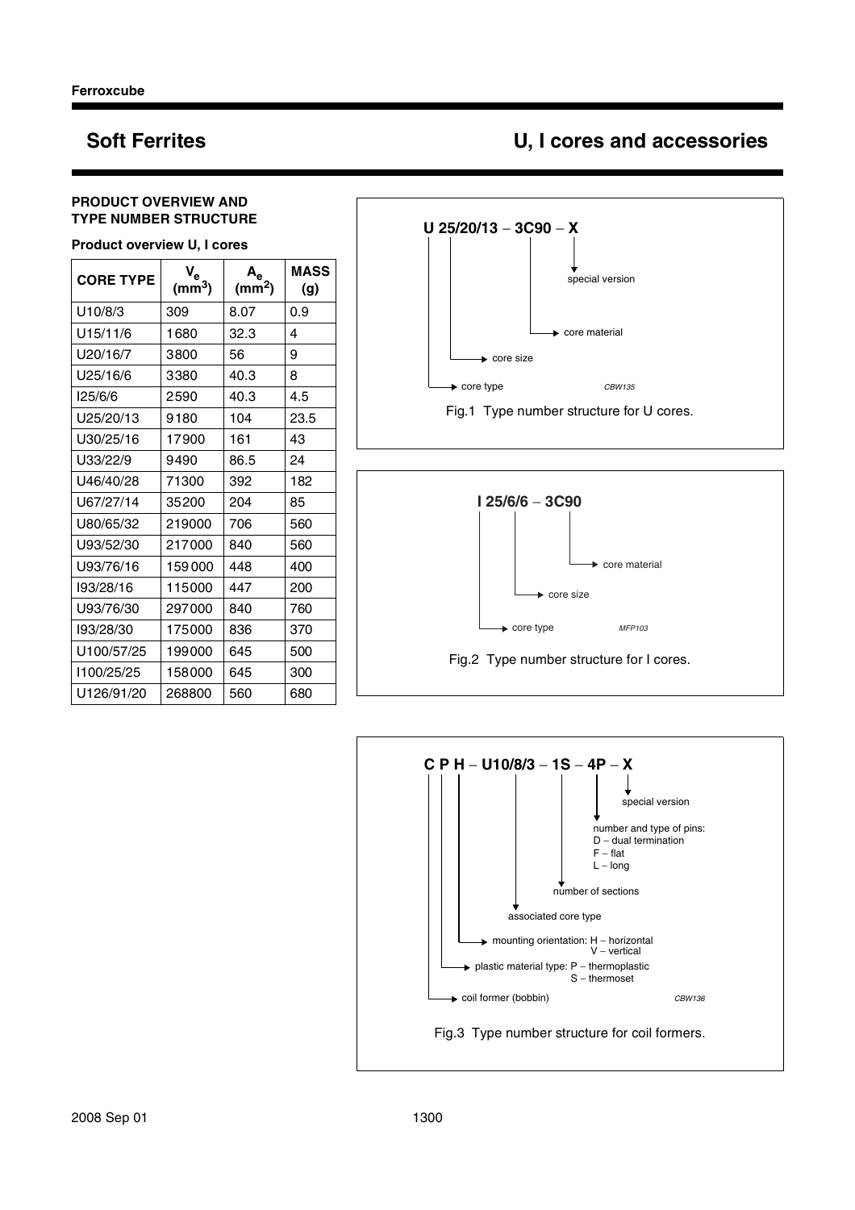# Soft Ferrites

# U, I cores and accessories

## PRODUCT OVERVIEW AND TYPE NUMBER STRUCTURE

### Product overview U, I cores

| CORE TYPE | $V_e$ ($mm^3$) | $A_e$ ($mm^2$) | MASS (g) |
|---|---|---|---|
| U10/8/3 | 309 | 8.07 | 0.9 |
| U15/11/6 | 1680 | 32.3 | 4 |
| U20/16/7 | 3800 | 56 | 9 |
| U25/16/6 | 3380 | 40.3 | 8 |
| I25/6/6 | 2590 | 40.3 | 4.5 |
| U25/20/13 | 9180 | 104 | 23.5 |
| U30/25/16 | 17900 | 161 | 43 |
| U33/22/9 | 9490 | 86.5 | 24 |
| U46/40/28 | 71300 | 392 | 182 |
| U67/27/14 | 35200 | 204 | 85 |
| U80/65/32 | 219000 | 706 | 560 |
| U93/52/30 | 217000 | 840 | 560 |
| U93/76/16 | 159000 | 448 | 400 |
| I93/28/16 | 115000 | 447 | 200 |
| U93/76/30 | 297000 | 840 | 760 |
| I93/28/30 | 175000 | 836 | 370 |
| U100/57/25 | 199000 | 645 | 500 |
| I100/25/25 | 158000 | 645 | 300 |
| U126/91/20 | 268800 | 560 | 680 |

**U 25/20/13 − 3C90 − X**

special version

core material

core size

core type

CBW135

Fig.1 Type number structure for U cores.

**I 25/6/6 − 3C90**

core material

core size

core type

MFP103

Fig.2 Type number structure for I cores.

**C P H − U10/8/3 − 1S − 4P − X**

special version

number and type of pins:
D – dual termination
F – flat
L – long

number of sections

associated core type

mounting orientation: H – horizontal
V – vertical

plastic material type: P – thermoplastic
S – thermoset

coil former (bobbin)

CBW136

Fig.3 Type number structure for coil formers.